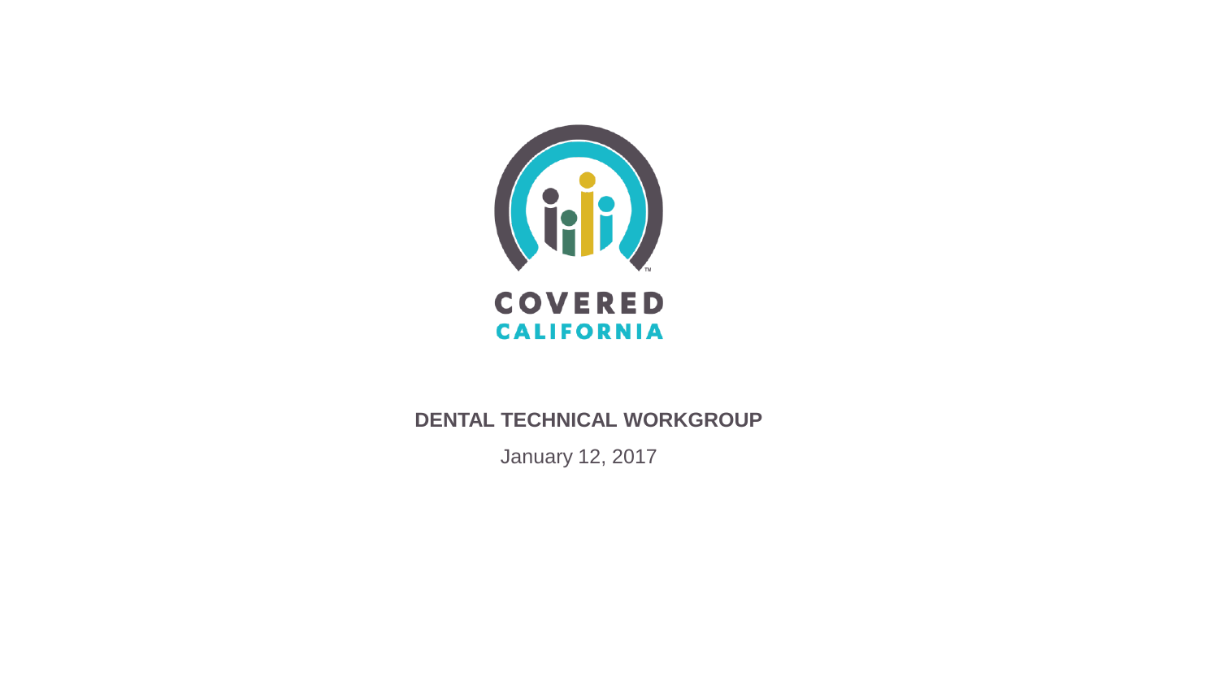COVERED CALIFORNIA

# DENTAL TECHNICAL WORKGROUP

January 12, 2017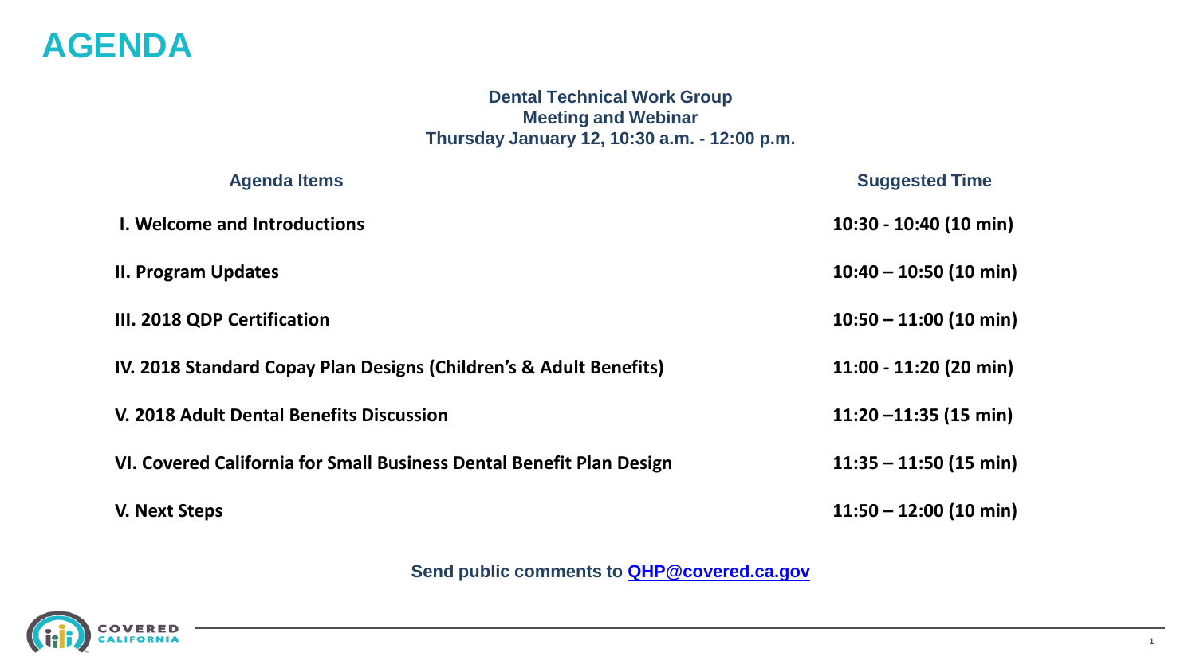# AGENDA

**Dental Technical Work Group**
**Meeting and Webinar**
**Thursday January 12, 10:30 a.m. - 12:00 p.m.**

| Agenda Items | Suggested Time |
| --- | --- |
| **I. Welcome and Introductions** | **10:30 - 10:40 (10 min)** |
| **II. Program Updates** | **10:40 – 10:50 (10 min)** |
| **III. 2018 QDP Certification** | **10:50 – 11:00 (10 min)** |
| **IV. 2018 Standard Copay Plan Designs (Children's & Adult Benefits)** | **11:00 - 11:20 (20 min)** |
| **V. 2018 Adult Dental Benefits Discussion** | **11:20 –11:35 (15 min)** |
| **VI. Covered California for Small Business Dental Benefit Plan Design** | **11:35 – 11:50 (15 min)** |
| **V. Next Steps** | **11:50 – 12:00 (10 min)** |

**Send public comments to [QHP@covered.ca.gov](mailto:QHP@covered.ca.gov)**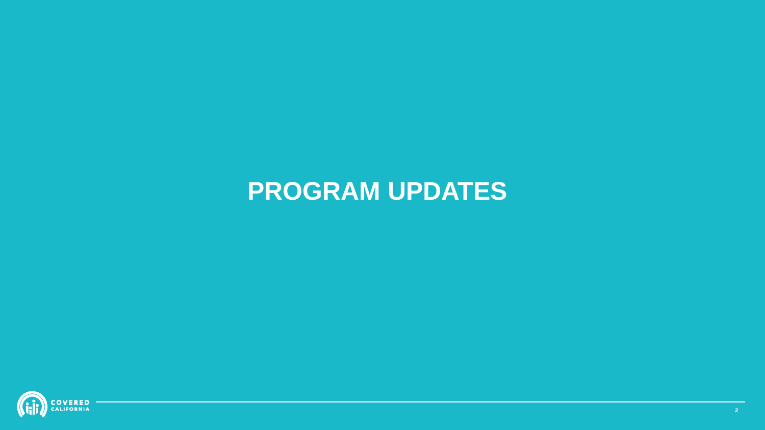# PROGRAM UPDATES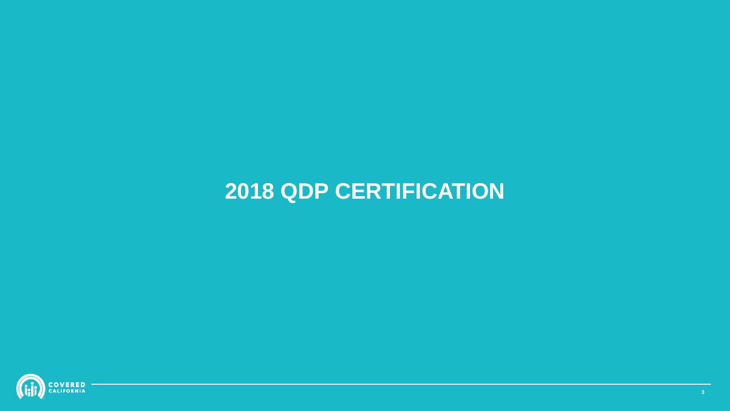# 2018 QDP CERTIFICATION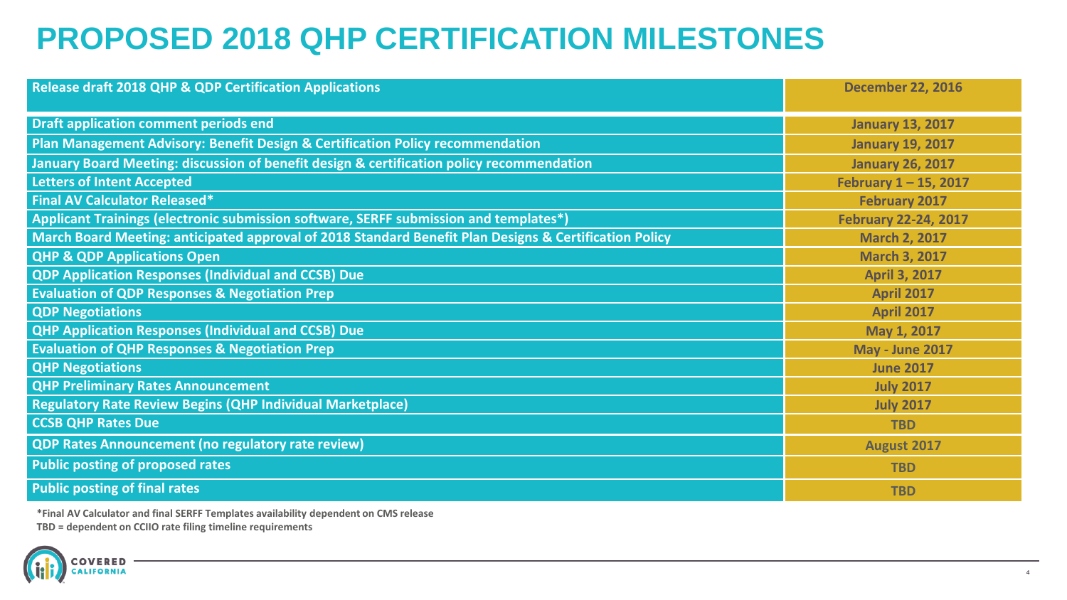# PROPOSED 2018 QHP CERTIFICATION MILESTONES

| Milestone | Date |
| --- | --- |
| Release draft 2018 QHP & QDP Certification Applications | December 22, 2016 |
| Draft application comment periods end | January 13, 2017 |
| Plan Management Advisory: Benefit Design & Certification Policy recommendation | January 19, 2017 |
| January Board Meeting: discussion of benefit design & certification policy recommendation | January 26, 2017 |
| Letters of Intent Accepted | February 1 – 15, 2017 |
| Final AV Calculator Released* | February 2017 |
| Applicant Trainings (electronic submission software, SERFF submission and templates*) | February 22-24, 2017 |
| March Board Meeting: anticipated approval of 2018 Standard Benefit Plan Designs & Certification Policy | March 2, 2017 |
| QHP & QDP Applications Open | March 3, 2017 |
| QDP Application Responses (Individual and CCSB) Due | April 3, 2017 |
| Evaluation of QDP Responses & Negotiation Prep | April 2017 |
| QDP Negotiations | April 2017 |
| QHP Application Responses (Individual and CCSB) Due | May 1, 2017 |
| Evaluation of QHP Responses & Negotiation Prep | May - June 2017 |
| QHP Negotiations | June 2017 |
| QHP Preliminary Rates Announcement | July 2017 |
| Regulatory Rate Review Begins (QHP Individual Marketplace) | July 2017 |
| CCSB QHP Rates Due | TBD |
| QDP Rates Announcement (no regulatory rate review) | August 2017 |
| Public posting of proposed rates | TBD |
| Public posting of final rates | TBD |

*Final AV Calculator and final SERFF Templates availability dependent on CMS release

TBD = dependent on CCIIO rate filing timeline requirements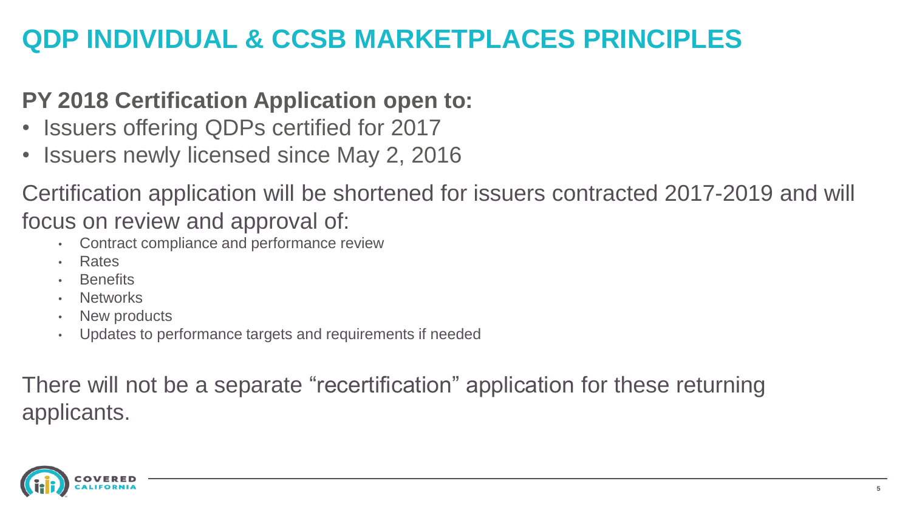# QDP INDIVIDUAL & CCSB MARKETPLACES PRINCIPLES

**PY 2018 Certification Application open to:**

- Issuers offering QDPs certified for 2017
- Issuers newly licensed since May 2, 2016

Certification application will be shortened for issuers contracted 2017-2019 and will focus on review and approval of:

- Contract compliance and performance review
- Rates
- Benefits
- Networks
- New products
- Updates to performance targets and requirements if needed

There will not be a separate "recertification" application for these returning applicants.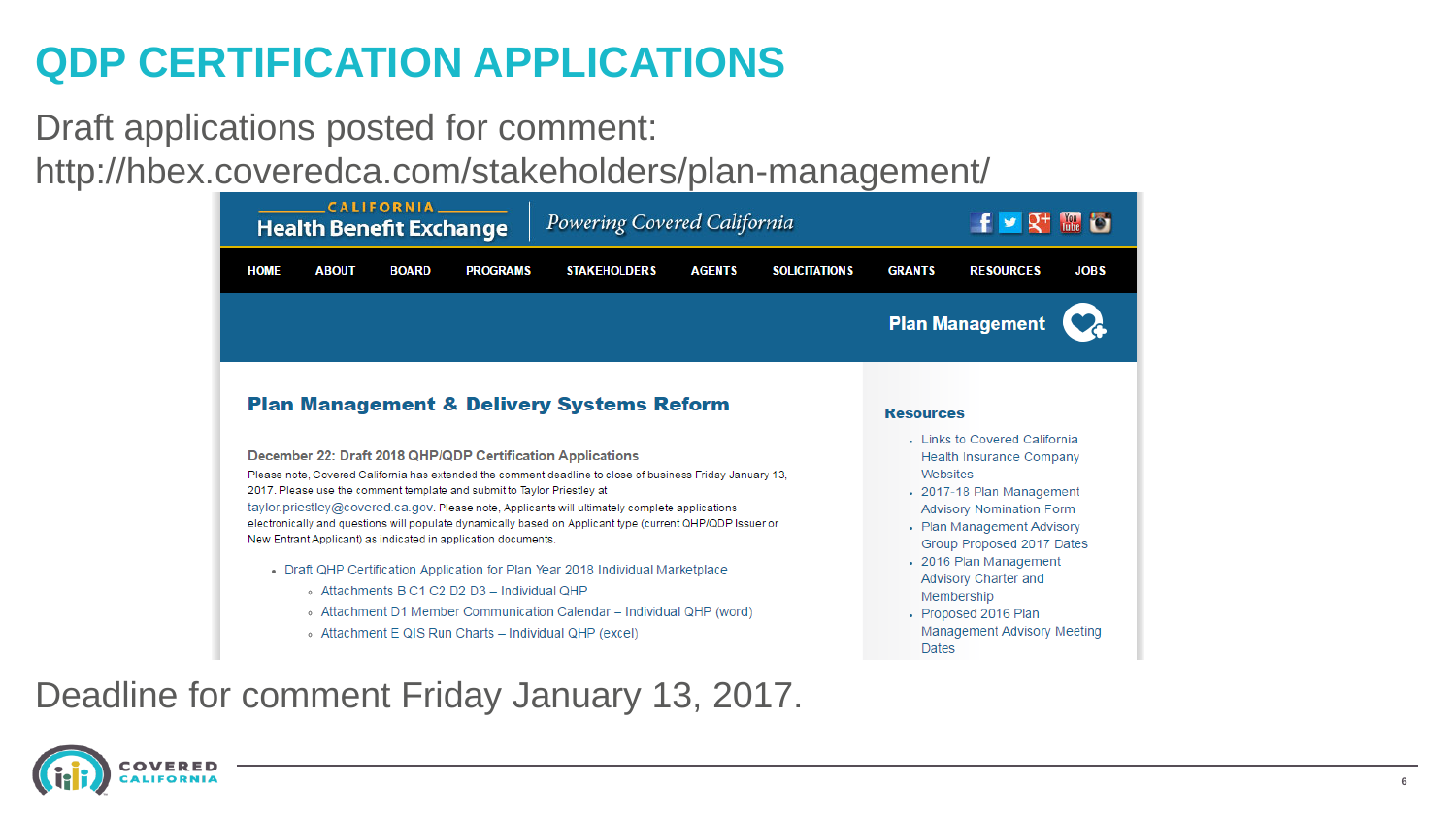# QDP CERTIFICATION APPLICATIONS

Draft applications posted for comment: http://hbex.coveredca.com/stakeholders/plan-management/

CALIFORNIA Health Benefit Exchange | *Powering Covered California*

HOME | ABOUT | BOARD | PROGRAMS | STAKEHOLDERS | AGENTS | SOLICITATIONS | GRANTS | RESOURCES | JOBS

**Plan Management**

## Plan Management & Delivery Systems Reform

**December 22: Draft 2018 QHP/QDP Certification Applications**

Please note, Covered California has extended the comment deadline to close of business Friday January 13, 2017. Please use the comment template and submit to Taylor Priestley at taylor.priestley@covered.ca.gov. Please note, Applicants will ultimately complete applications electronically and questions will populate dynamically based on Applicant type (current QHP/QDP Issuer or New Entrant Applicant) as indicated in application documents.

- Draft QHP Certification Application for Plan Year 2018 Individual Marketplace
  - Attachments B C1 C2 D2 D3 – Individual QHP
  - Attachment D1 Member Communication Calendar – Individual QHP (word)
  - Attachment E QIS Run Charts – Individual QHP (excel)

**Resources**

- Links to Covered California Health Insurance Company Websites
- 2017-18 Plan Management Advisory Nomination Form
- Plan Management Advisory Group Proposed 2017 Dates
- 2016 Plan Management Advisory Charter and Membership
- Proposed 2016 Plan Management Advisory Meeting Dates

Deadline for comment Friday January 13, 2017.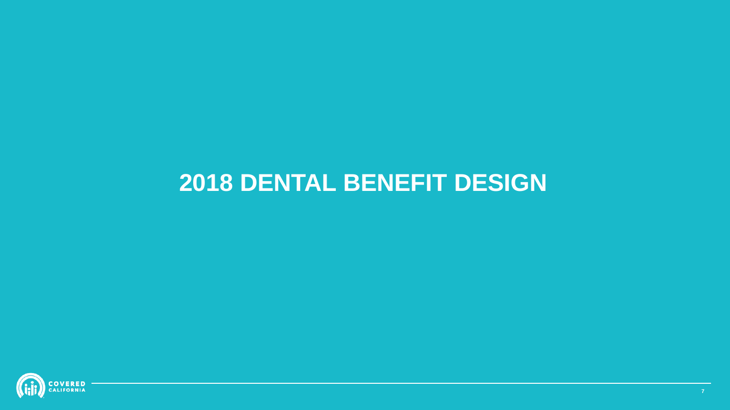# 2018 DENTAL BENEFIT DESIGN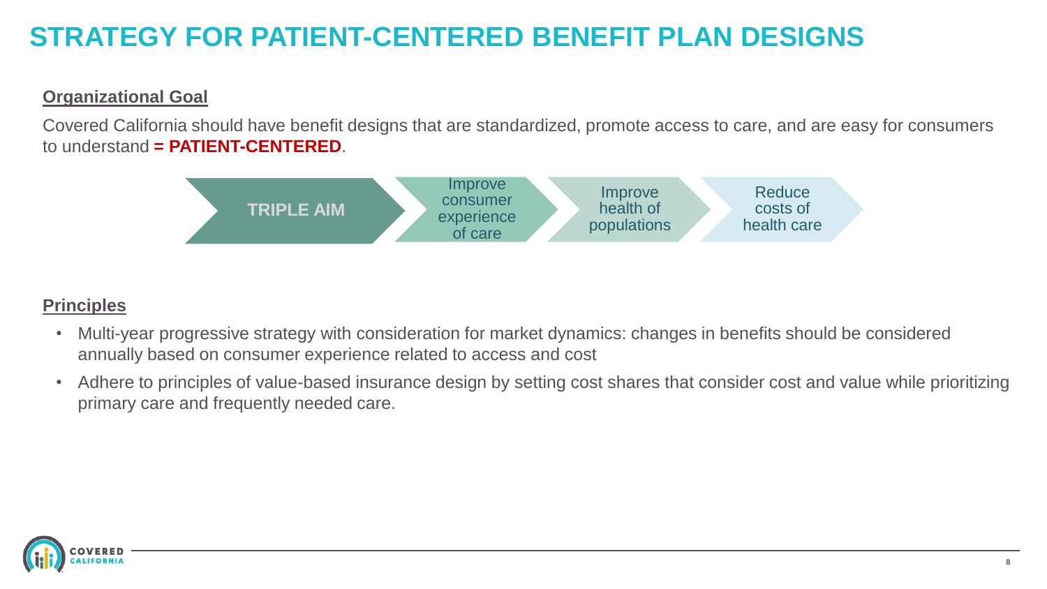# STRATEGY FOR PATIENT-CENTERED BENEFIT PLAN DESIGNS

## Organizational Goal

Covered California should have benefit designs that are standardized, promote access to care, and are easy for consumers to understand **= PATIENT-CENTERED**.

**TRIPLE AIM**

- Improve consumer experience of care
- Improve health of populations
- Reduce costs of health care

## Principles

- Multi-year progressive strategy with consideration for market dynamics: changes in benefits should be considered annually based on consumer experience related to access and cost
- Adhere to principles of value-based insurance design by setting cost shares that consider cost and value while prioritizing primary care and frequently needed care.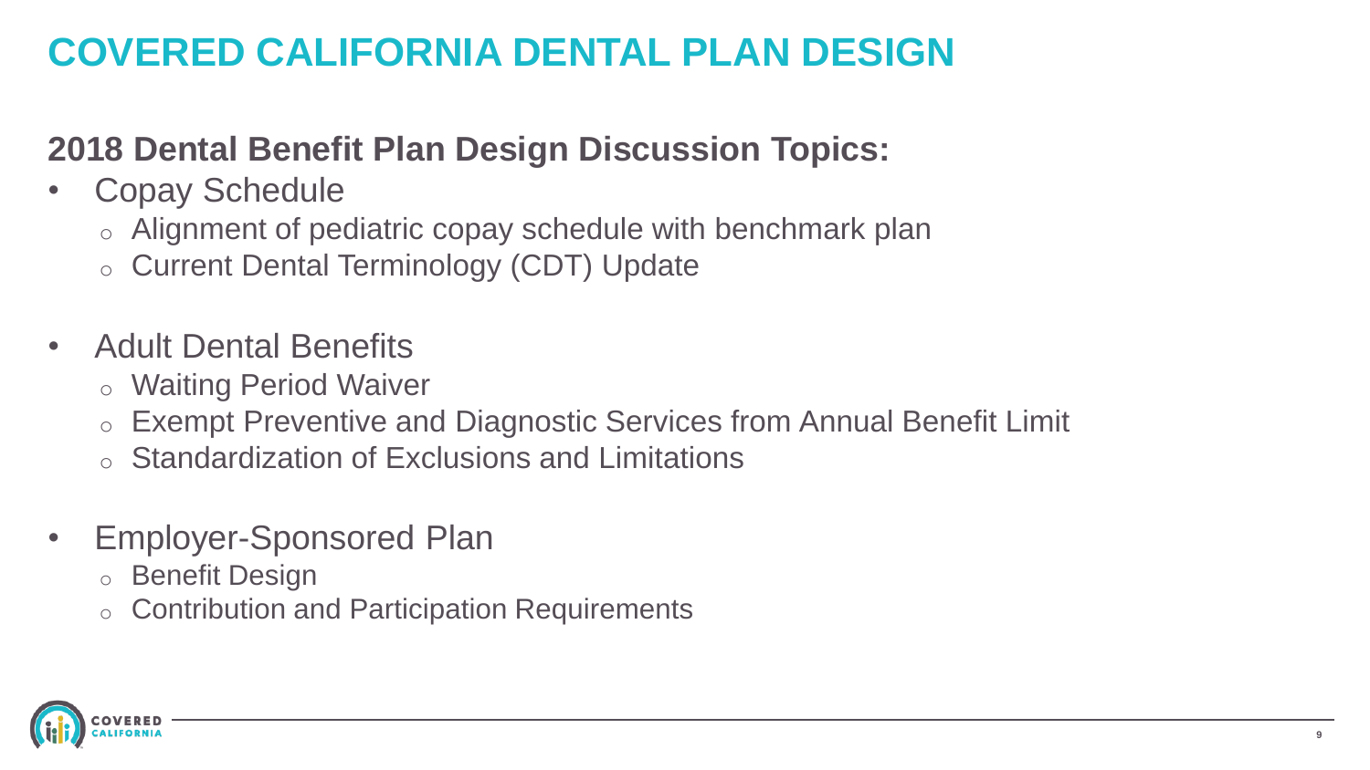# COVERED CALIFORNIA DENTAL PLAN DESIGN

## 2018 Dental Benefit Plan Design Discussion Topics:

- Copay Schedule
  - Alignment of pediatric copay schedule with benchmark plan
  - Current Dental Terminology (CDT) Update
- Adult Dental Benefits
  - Waiting Period Waiver
  - Exempt Preventive and Diagnostic Services from Annual Benefit Limit
  - Standardization of Exclusions and Limitations
- Employer-Sponsored Plan
  - Benefit Design
  - Contribution and Participation Requirements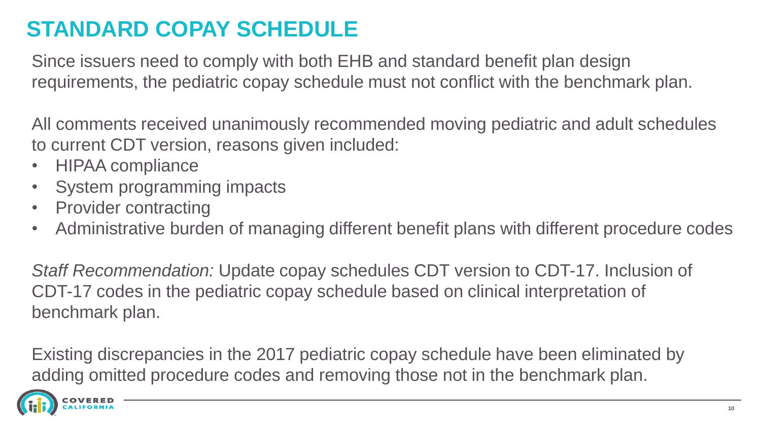# STANDARD COPAY SCHEDULE

Since issuers need to comply with both EHB and standard benefit plan design requirements, the pediatric copay schedule must not conflict with the benchmark plan.

All comments received unanimously recommended moving pediatric and adult schedules to current CDT version, reasons given included:

- HIPAA compliance
- System programming impacts
- Provider contracting
- Administrative burden of managing different benefit plans with different procedure codes

*Staff Recommendation:* Update copay schedules CDT version to CDT-17. Inclusion of CDT-17 codes in the pediatric copay schedule based on clinical interpretation of benchmark plan.

Existing discrepancies in the 2017 pediatric copay schedule have been eliminated by adding omitted procedure codes and removing those not in the benchmark plan.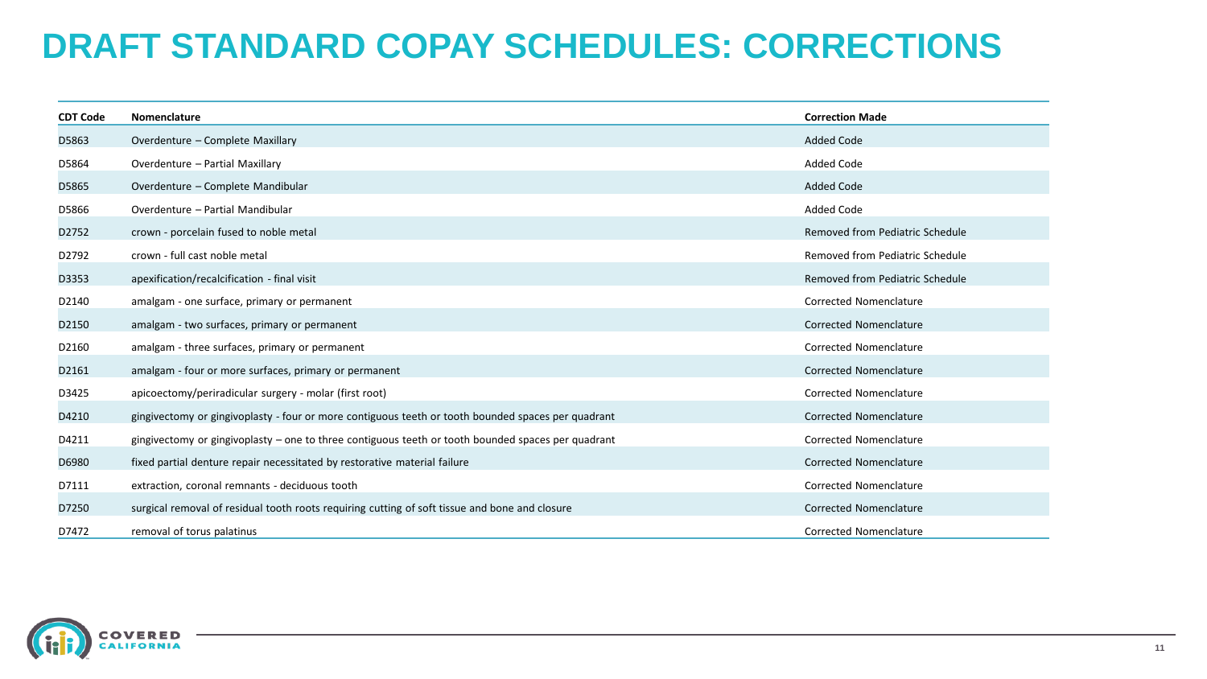# DRAFT STANDARD COPAY SCHEDULES: CORRECTIONS

| CDT Code | Nomenclature | Correction Made |
|---|---|---|
| D5863 | Overdenture – Complete Maxillary | Added Code |
| D5864 | Overdenture – Partial Maxillary | Added Code |
| D5865 | Overdenture – Complete Mandibular | Added Code |
| D5866 | Overdenture – Partial Mandibular | Added Code |
| D2752 | crown - porcelain fused to noble metal | Removed from Pediatric Schedule |
| D2792 | crown - full cast noble metal | Removed from Pediatric Schedule |
| D3353 | apexification/recalcification - final visit | Removed from Pediatric Schedule |
| D2140 | amalgam - one surface, primary or permanent | Corrected Nomenclature |
| D2150 | amalgam - two surfaces, primary or permanent | Corrected Nomenclature |
| D2160 | amalgam - three surfaces, primary or permanent | Corrected Nomenclature |
| D2161 | amalgam - four or more surfaces, primary or permanent | Corrected Nomenclature |
| D3425 | apicoectomy/periradicular surgery - molar (first root) | Corrected Nomenclature |
| D4210 | gingivectomy or gingivoplasty - four or more contiguous teeth or tooth bounded spaces per quadrant | Corrected Nomenclature |
| D4211 | gingivectomy or gingivoplasty – one to three contiguous teeth or tooth bounded spaces per quadrant | Corrected Nomenclature |
| D6980 | fixed partial denture repair necessitated by restorative material failure | Corrected Nomenclature |
| D7111 | extraction, coronal remnants - deciduous tooth | Corrected Nomenclature |
| D7250 | surgical removal of residual tooth roots requiring cutting of soft tissue and bone and closure | Corrected Nomenclature |
| D7472 | removal of torus palatinus | Corrected Nomenclature |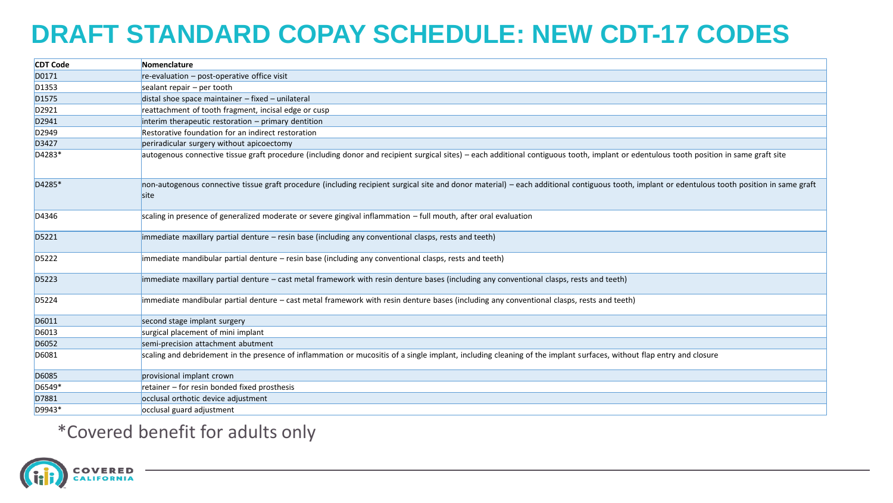# DRAFT STANDARD COPAY SCHEDULE: NEW CDT-17 CODES

| CDT Code | Nomenclature |
|---|---|
| D0171 | re-evaluation – post-operative office visit |
| D1353 | sealant repair – per tooth |
| D1575 | distal shoe space maintainer – fixed – unilateral |
| D2921 | reattachment of tooth fragment, incisal edge or cusp |
| D2941 | interim therapeutic restoration – primary dentition |
| D2949 | Restorative foundation for an indirect restoration |
| D3427 | periradicular surgery without apicoectomy |
| D4283* | autogenous connective tissue graft procedure (including donor and recipient surgical sites) – each additional contiguous tooth, implant or edentulous tooth position in same graft site |
| D4285* | non-autogenous connective tissue graft procedure (including recipient surgical site and donor material) – each additional contiguous tooth, implant or edentulous tooth position in same graft site |
| D4346 | scaling in presence of generalized moderate or severe gingival inflammation – full mouth, after oral evaluation |
| D5221 | immediate maxillary partial denture – resin base (including any conventional clasps, rests and teeth) |
| D5222 | immediate mandibular partial denture – resin base (including any conventional clasps, rests and teeth) |
| D5223 | immediate maxillary partial denture – cast metal framework with resin denture bases (including any conventional clasps, rests and teeth) |
| D5224 | immediate mandibular partial denture – cast metal framework with resin denture bases (including any conventional clasps, rests and teeth) |
| D6011 | second stage implant surgery |
| D6013 | surgical placement of mini implant |
| D6052 | semi-precision attachment abutment |
| D6081 | scaling and debridement in the presence of inflammation or mucositis of a single implant, including cleaning of the implant surfaces, without flap entry and closure |
| D6085 | provisional implant crown |
| D6549* | retainer – for resin bonded fixed prosthesis |
| D7881 | occlusal orthotic device adjustment |
| D9943* | occlusal guard adjustment |

*Covered benefit for adults only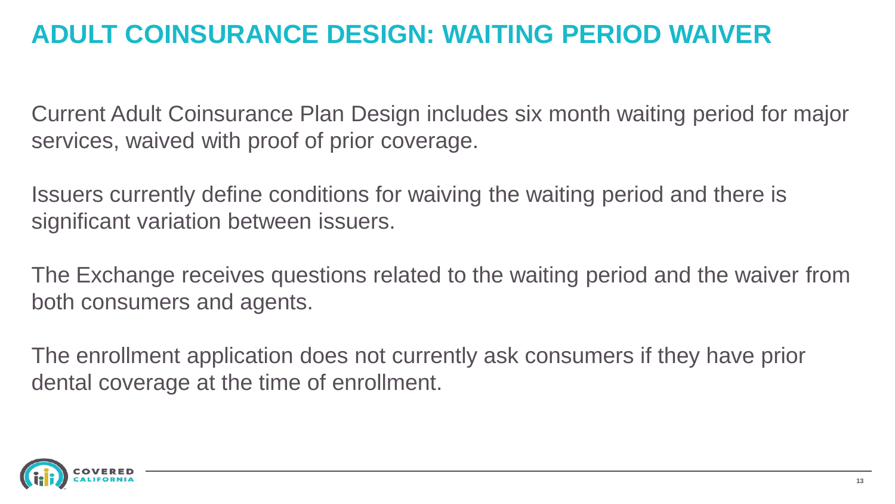# ADULT COINSURANCE DESIGN: WAITING PERIOD WAIVER

Current Adult Coinsurance Plan Design includes six month waiting period for major services, waived with proof of prior coverage.

Issuers currently define conditions for waiving the waiting period and there is significant variation between issuers.

The Exchange receives questions related to the waiting period and the waiver from both consumers and agents.

The enrollment application does not currently ask consumers if they have prior dental coverage at the time of enrollment.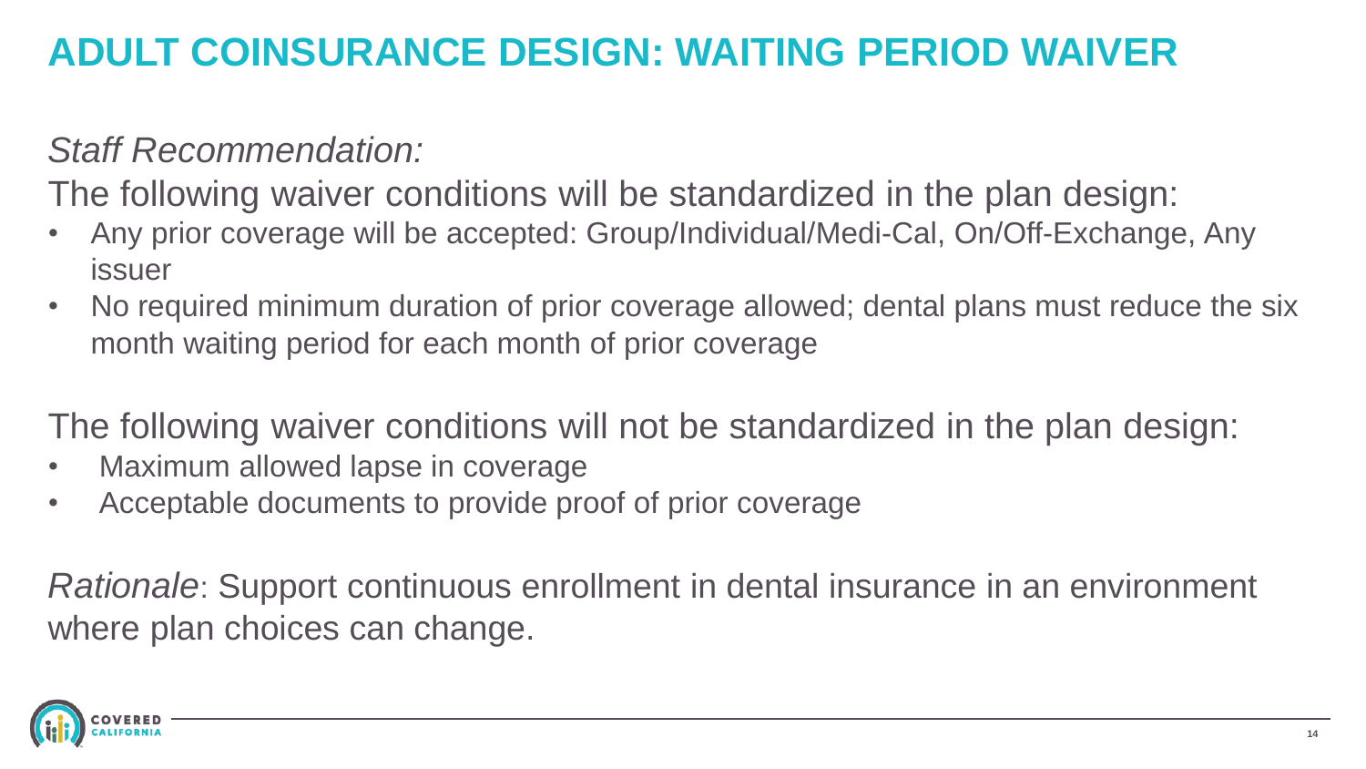# ADULT COINSURANCE DESIGN: WAITING PERIOD WAIVER

*Staff Recommendation:*

The following waiver conditions will be standardized in the plan design:

- Any prior coverage will be accepted: Group/Individual/Medi-Cal, On/Off-Exchange, Any issuer
- No required minimum duration of prior coverage allowed; dental plans must reduce the six month waiting period for each month of prior coverage

The following waiver conditions will not be standardized in the plan design:

- Maximum allowed lapse in coverage
- Acceptable documents to provide proof of prior coverage

*Rationale*: Support continuous enrollment in dental insurance in an environment where plan choices can change.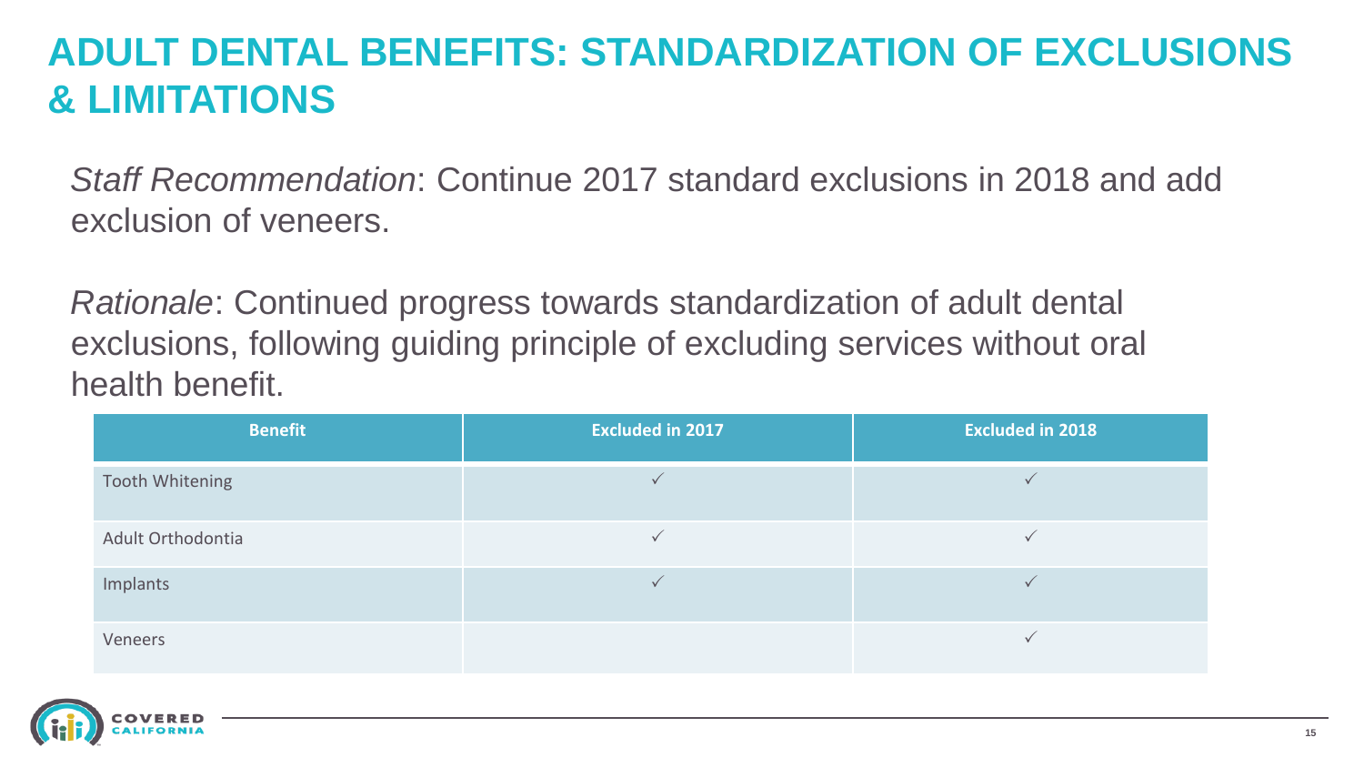# ADULT DENTAL BENEFITS: STANDARDIZATION OF EXCLUSIONS & LIMITATIONS

*Staff Recommendation*: Continue 2017 standard exclusions in 2018 and add exclusion of veneers.

*Rationale*: Continued progress towards standardization of adult dental exclusions, following guiding principle of excluding services without oral health benefit.

| Benefit | Excluded in 2017 | Excluded in 2018 |
| --- | --- | --- |
| Tooth Whitening | ✓ | ✓ |
| Adult Orthodontia | ✓ | ✓ |
| Implants | ✓ | ✓ |
| Veneers | | ✓ |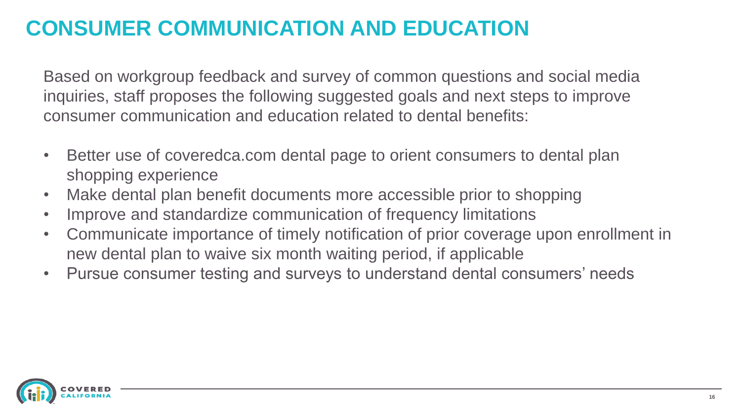# CONSUMER COMMUNICATION AND EDUCATION

Based on workgroup feedback and survey of common questions and social media inquiries, staff proposes the following suggested goals and next steps to improve consumer communication and education related to dental benefits:

- Better use of coveredca.com dental page to orient consumers to dental plan shopping experience
- Make dental plan benefit documents more accessible prior to shopping
- Improve and standardize communication of frequency limitations
- Communicate importance of timely notification of prior coverage upon enrollment in new dental plan to waive six month waiting period, if applicable
- Pursue consumer testing and surveys to understand dental consumers' needs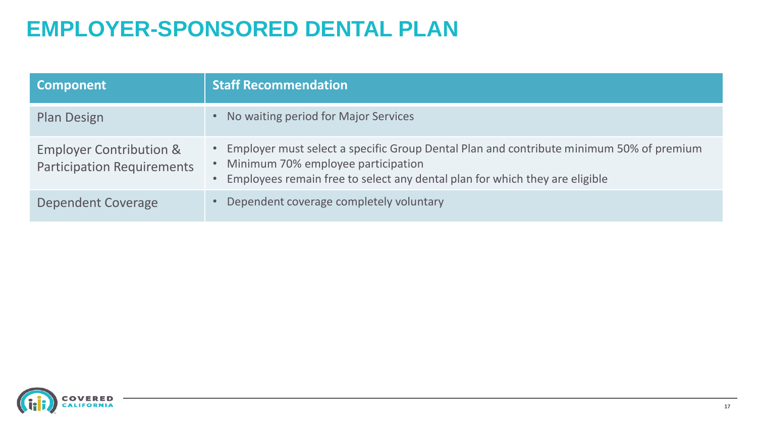# EMPLOYER-SPONSORED DENTAL PLAN

| Component | Staff Recommendation |
|---|---|
| Plan Design | • No waiting period for Major Services |
| Employer Contribution & Participation Requirements | • Employer must select a specific Group Dental Plan and contribute minimum 50% of premium<br>• Minimum 70% employee participation<br>• Employees remain free to select any dental plan for which they are eligible |
| Dependent Coverage | • Dependent coverage completely voluntary |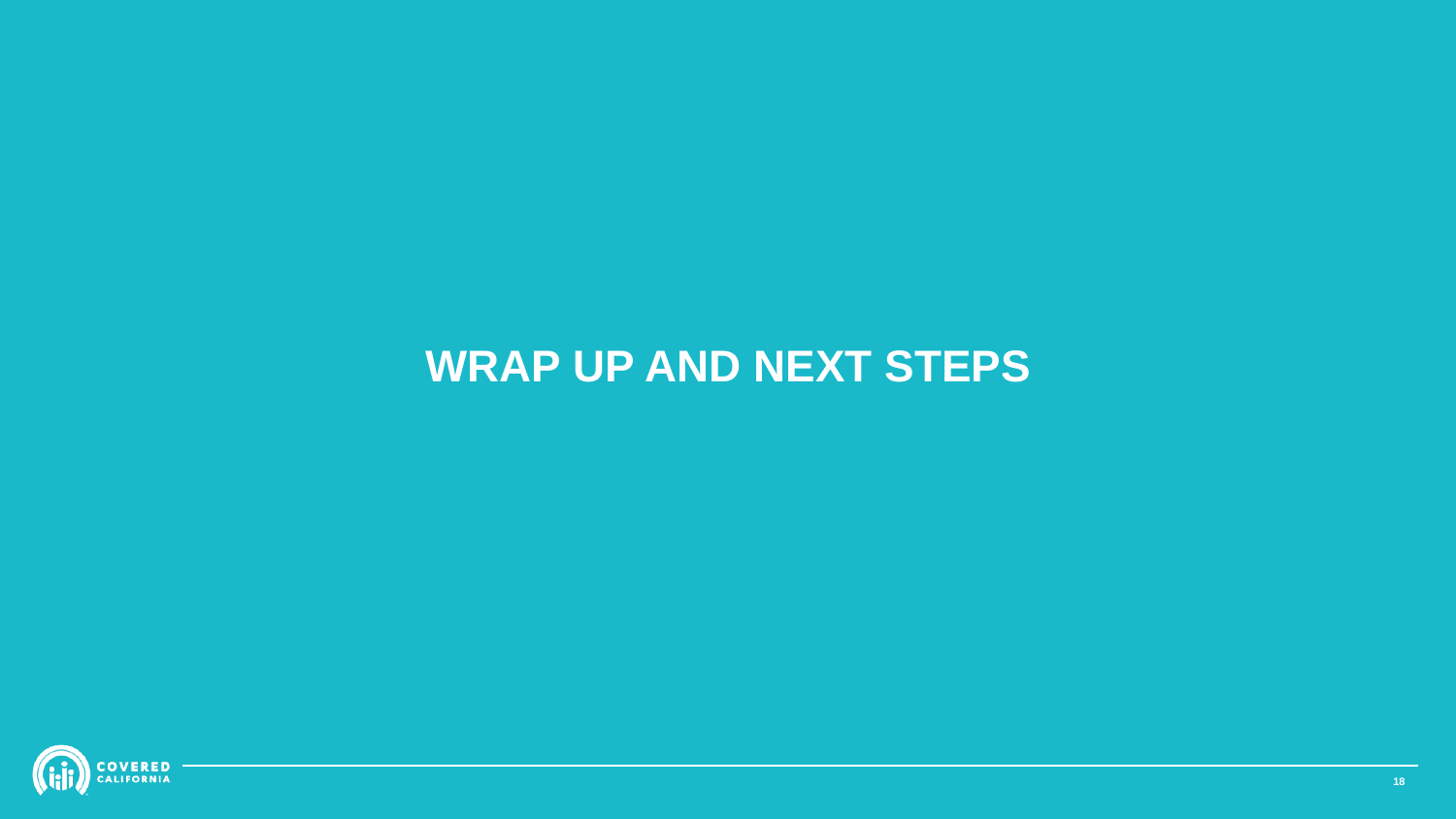# WRAP UP AND NEXT STEPS